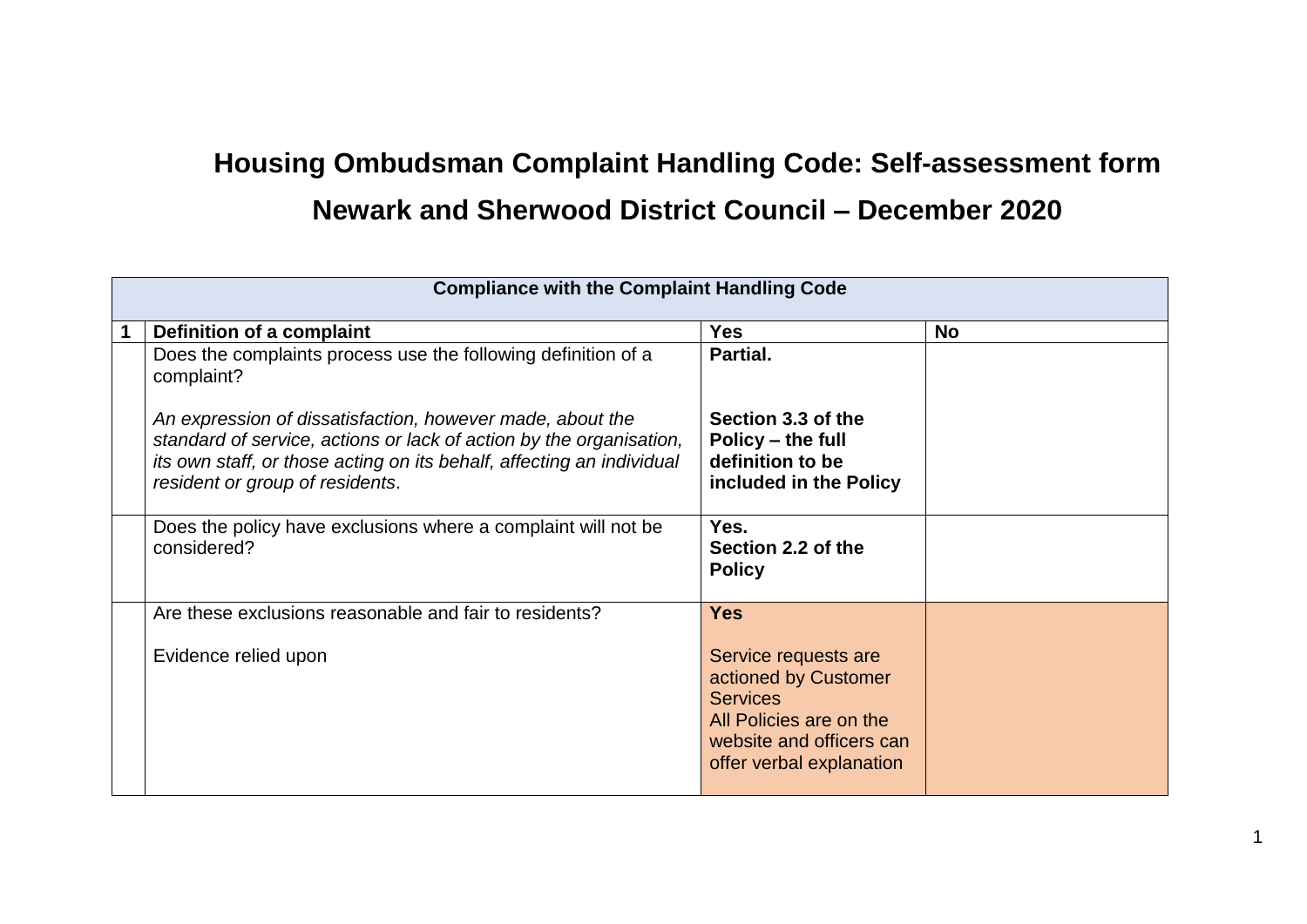# Housing Ombudsman Complaint Handling Code: Self-assessment form

# Newark and Sherwood District Council – December 2020

| Compliance with the Complaint Handling Code | | | |
|---|---|---|---|
| **1** | **Definition of a complaint** | **Yes** | **No** |
| | Does the complaints process use the following definition of a complaint?<br><br>*An expression of dissatisfaction, however made, about the standard of service, actions or lack of action by the organisation, its own staff, or those acting on its behalf, affecting an individual resident or group of residents*. | **Partial.**<br><br>**Section 3.3 of the Policy – the full definition to be included in the Policy** | |
| | Does the policy have exclusions where a complaint will not be considered? | **Yes.**<br>**Section 2.2 of the Policy** | |
| | Are these exclusions reasonable and fair to residents?<br><br>Evidence relied upon | **Yes**<br><br>Service requests are actioned by Customer Services<br>All Policies are on the website and officers can offer verbal explanation | |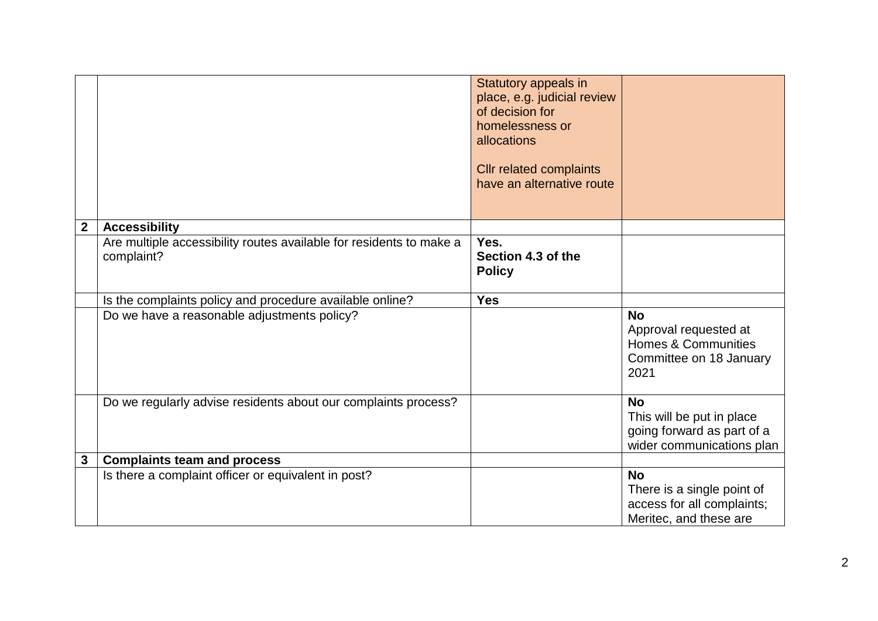|   |   |   |   |
|---|---|---|---|
|   |   | Statutory appeals in place, e.g. judicial review of decision for homelessness or allocations<br><br>Cllr related complaints have an alternative route |   |
| **2** | **Accessibility** |   |   |
|   | Are multiple accessibility routes available for residents to make a complaint? | **Yes.**<br>**Section 4.3 of the Policy** |   |
|   | Is the complaints policy and procedure available online? | **Yes** |   |
|   | Do we have a reasonable adjustments policy? |   | **No**<br>Approval requested at Homes & Communities Committee on 18 January 2021 |
|   | Do we regularly advise residents about our complaints process? |   | **No**<br>This will be put in place going forward as part of a wider communications plan |
| **3** | **Complaints team and process** |   |   |
|   | Is there a complaint officer or equivalent in post? |   | **No**<br>There is a single point of access for all complaints; Meritec, and these are |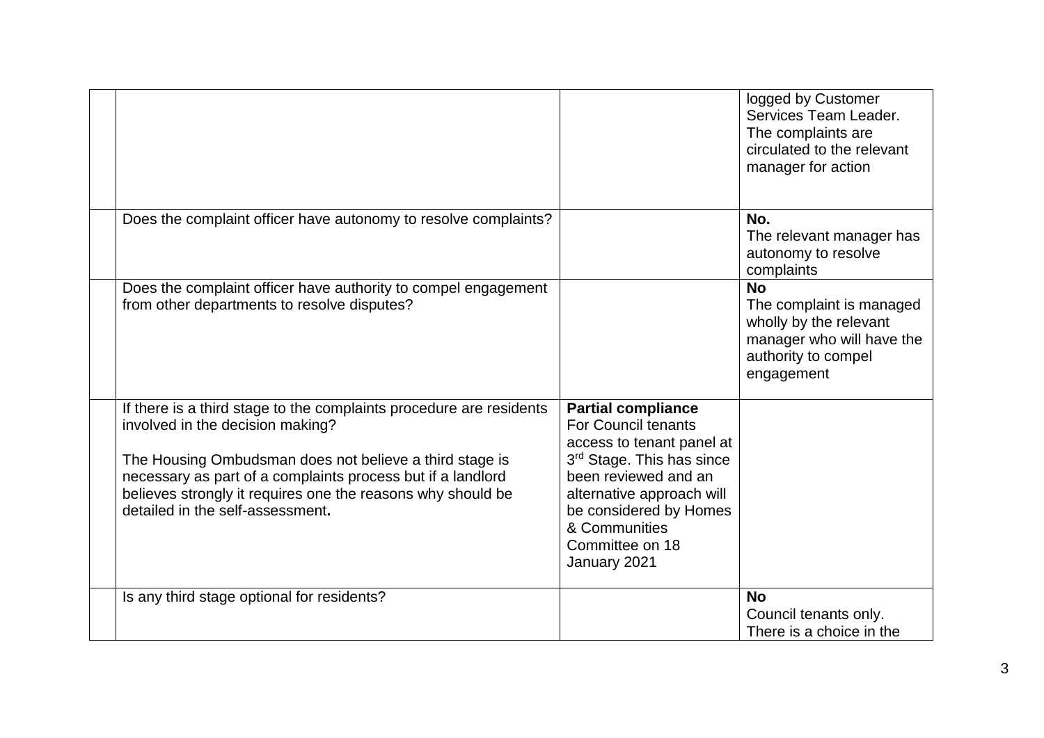| | | | |
|---|---|---|---|
| | | | logged by Customer Services Team Leader. The complaints are circulated to the relevant manager for action |
| | Does the complaint officer have autonomy to resolve complaints? | | **No.** The relevant manager has autonomy to resolve complaints |
| | Does the complaint officer have authority to compel engagement from other departments to resolve disputes? | | **No** The complaint is managed wholly by the relevant manager who will have the authority to compel engagement |
| | If there is a third stage to the complaints procedure are residents involved in the decision making?<br><br>The Housing Ombudsman does not believe a third stage is necessary as part of a complaints process but if a landlord believes strongly it requires one the reasons why should be detailed in the self-assessment**.** | **Partial compliance** For Council tenants access to tenant panel at 3rd Stage. This has since been reviewed and an alternative approach will be considered by Homes & Communities Committee on 18 January 2021 | |
| | Is any third stage optional for residents? | | **No** Council tenants only. There is a choice in the |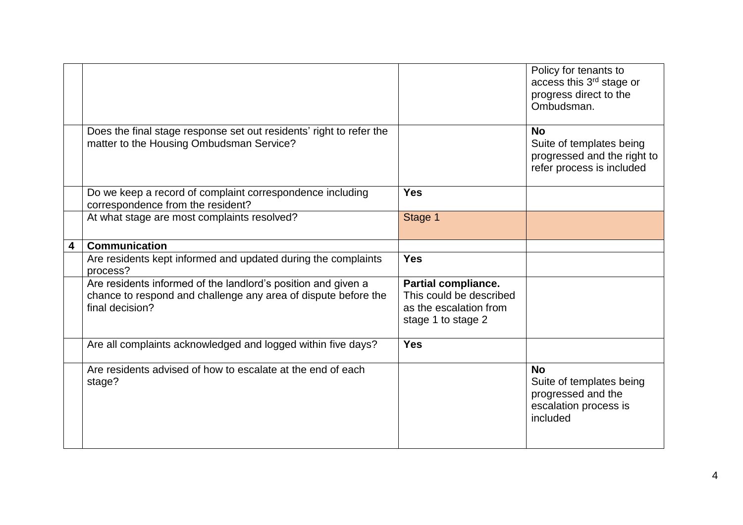| | | | |
|---|---|---|---|
| | | | Policy for tenants to access this 3rd stage or progress direct to the Ombudsman. |
| | Does the final stage response set out residents' right to refer the matter to the Housing Ombudsman Service? | | **No** Suite of templates being progressed and the right to refer process is included |
| | Do we keep a record of complaint correspondence including correspondence from the resident? | **Yes** | |
| | At what stage are most complaints resolved? | Stage 1 | |
| **4** | **Communication** | | |
| | Are residents kept informed and updated during the complaints process? | **Yes** | |
| | Are residents informed of the landlord's position and given a chance to respond and challenge any area of dispute before the final decision? | **Partial compliance.** This could be described as the escalation from stage 1 to stage 2 | |
| | Are all complaints acknowledged and logged within five days? | **Yes** | |
| | Are residents advised of how to escalate at the end of each stage? | | **No** Suite of templates being progressed and the escalation process is included |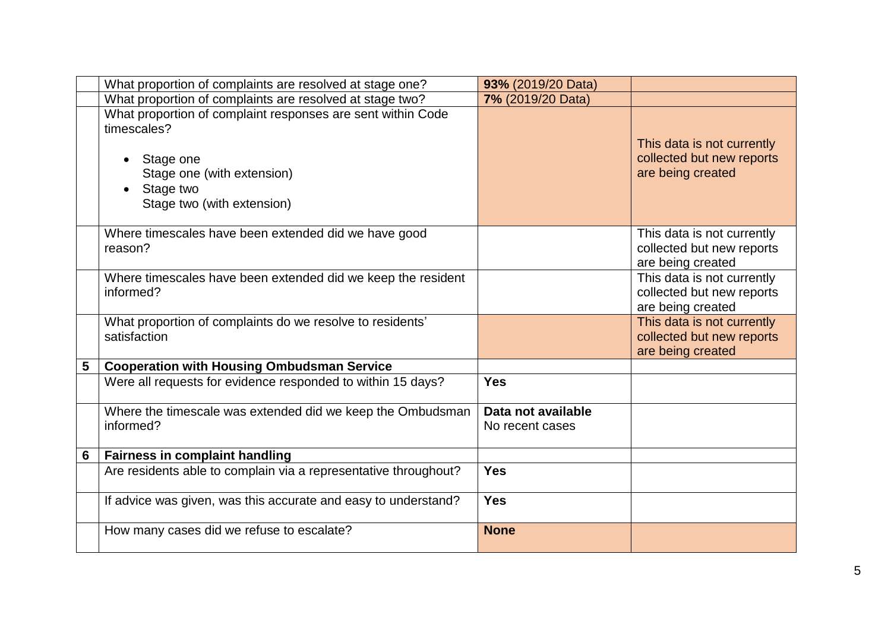| | | | |
|---|---|---|---|
| | What proportion of complaints are resolved at stage one? | **93%** (2019/20 Data) | |
| | What proportion of complaints are resolved at stage two? | **7%** (2019/20 Data) | |
| | What proportion of complaint responses are sent within Code timescales?<br><br>• Stage one<br>Stage one (with extension)<br>• Stage two<br>Stage two (with extension) | | This data is not currently collected but new reports are being created |
| | Where timescales have been extended did we have good reason? | | This data is not currently collected but new reports are being created |
| | Where timescales have been extended did we keep the resident informed? | | This data is not currently collected but new reports are being created |
| | What proportion of complaints do we resolve to residents' satisfaction | | This data is not currently collected but new reports are being created |
| **5** | **Cooperation with Housing Ombudsman Service** | | |
| | Were all requests for evidence responded to within 15 days? | **Yes** | |
| | Where the timescale was extended did we keep the Ombudsman informed? | **Data not available**<br>No recent cases | |
| **6** | **Fairness in complaint handling** | | |
| | Are residents able to complain via a representative throughout? | **Yes** | |
| | If advice was given, was this accurate and easy to understand? | **Yes** | |
| | How many cases did we refuse to escalate? | **None** | |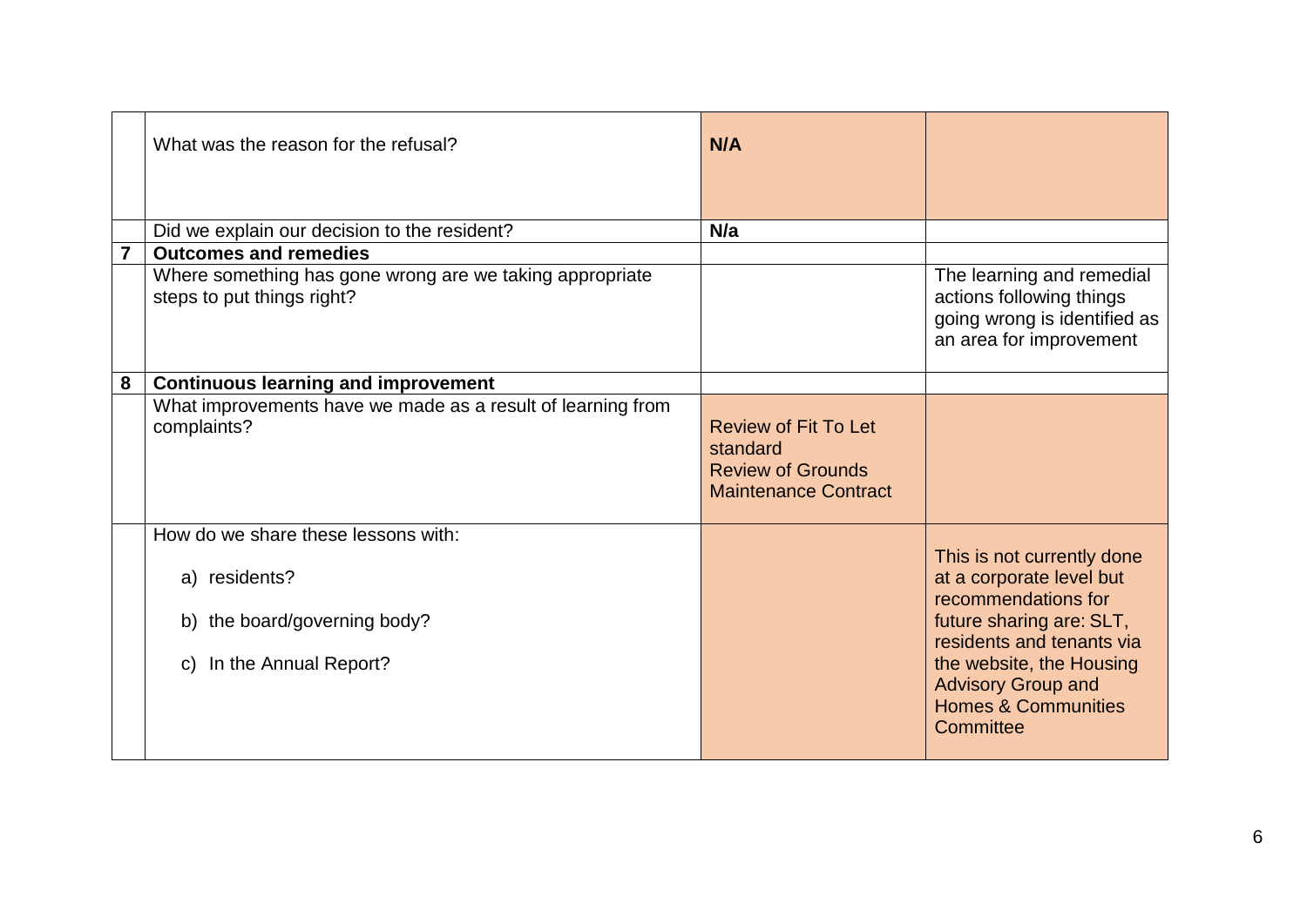| | | | |
|---|---|---|---|
| | What was the reason for the refusal? | **N/A** | |
| | Did we explain our decision to the resident? | **N/a** | |
| **7** | **Outcomes and remedies** | | |
| | Where something has gone wrong are we taking appropriate steps to put things right? | | The learning and remedial actions following things going wrong is identified as an area for improvement |
| **8** | **Continuous learning and improvement** | | |
| | What improvements have we made as a result of learning from complaints? | Review of Fit To Let standard<br>Review of Grounds Maintenance Contract | |
| | How do we share these lessons with:<br>a) residents?<br>b) the board/governing body?<br>c) In the Annual Report? | | This is not currently done at a corporate level but recommendations for future sharing are: SLT, residents and tenants via the website, the Housing Advisory Group and Homes & Communities Committee |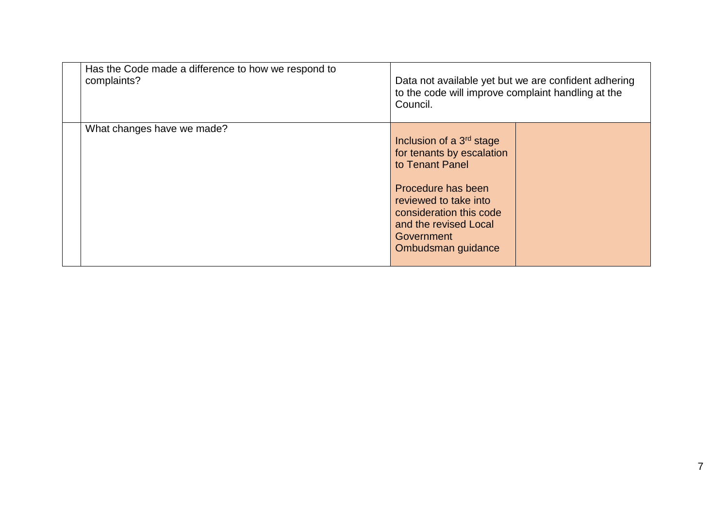| | | | |
|---|---|---|---|
| | Has the Code made a difference to how we respond to complaints? | Data not available yet but we are confident adhering to the code will improve complaint handling at the Council. | |
| | What changes have we made? | Inclusion of a 3rd stage for tenants by escalation to Tenant Panel<br><br>Procedure has been reviewed to take into consideration this code and the revised Local Government Ombudsman guidance | |